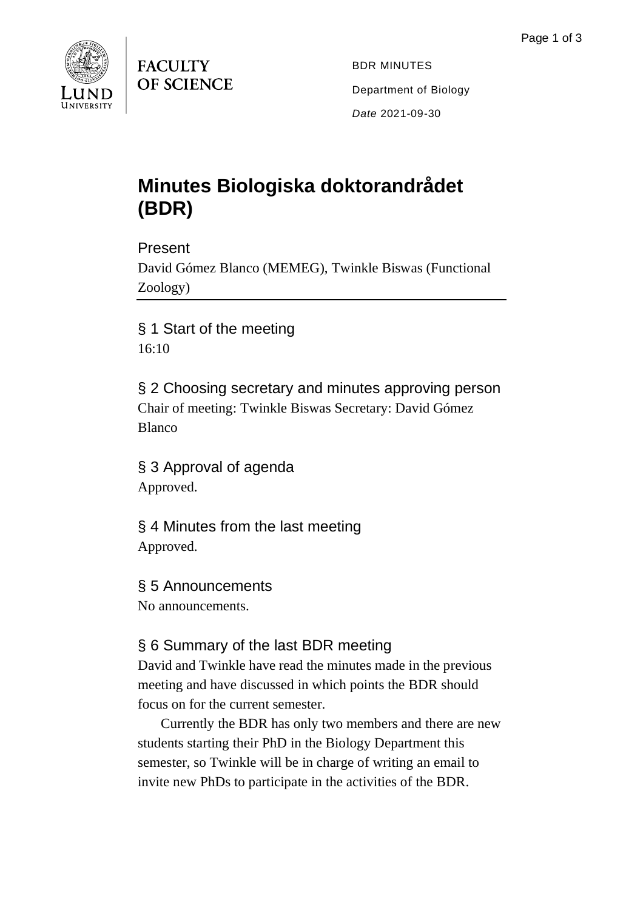FACULTY OF SCIENCE

BDR MINUTES

Department of Biology

*Date* 2021-09-30

# Minutes Biologiska doktorandrådet (BDR)

## Present

David Gómez Blanco (MEMEG), Twinkle Biswas (Functional Zoology)

---

## § 1 Start of the meeting

16:10

## § 2 Choosing secretary and minutes approving person

Chair of meeting: Twinkle Biswas Secretary: David Gómez Blanco

## § 3 Approval of agenda

Approved.

## § 4 Minutes from the last meeting

Approved.

## § 5 Announcements

No announcements.

## § 6 Summary of the last BDR meeting

David and Twinkle have read the minutes made in the previous meeting and have discussed in which points the BDR should focus on for the current semester.

Currently the BDR has only two members and there are new students starting their PhD in the Biology Department this semester, so Twinkle will be in charge of writing an email to invite new PhDs to participate in the activities of the BDR.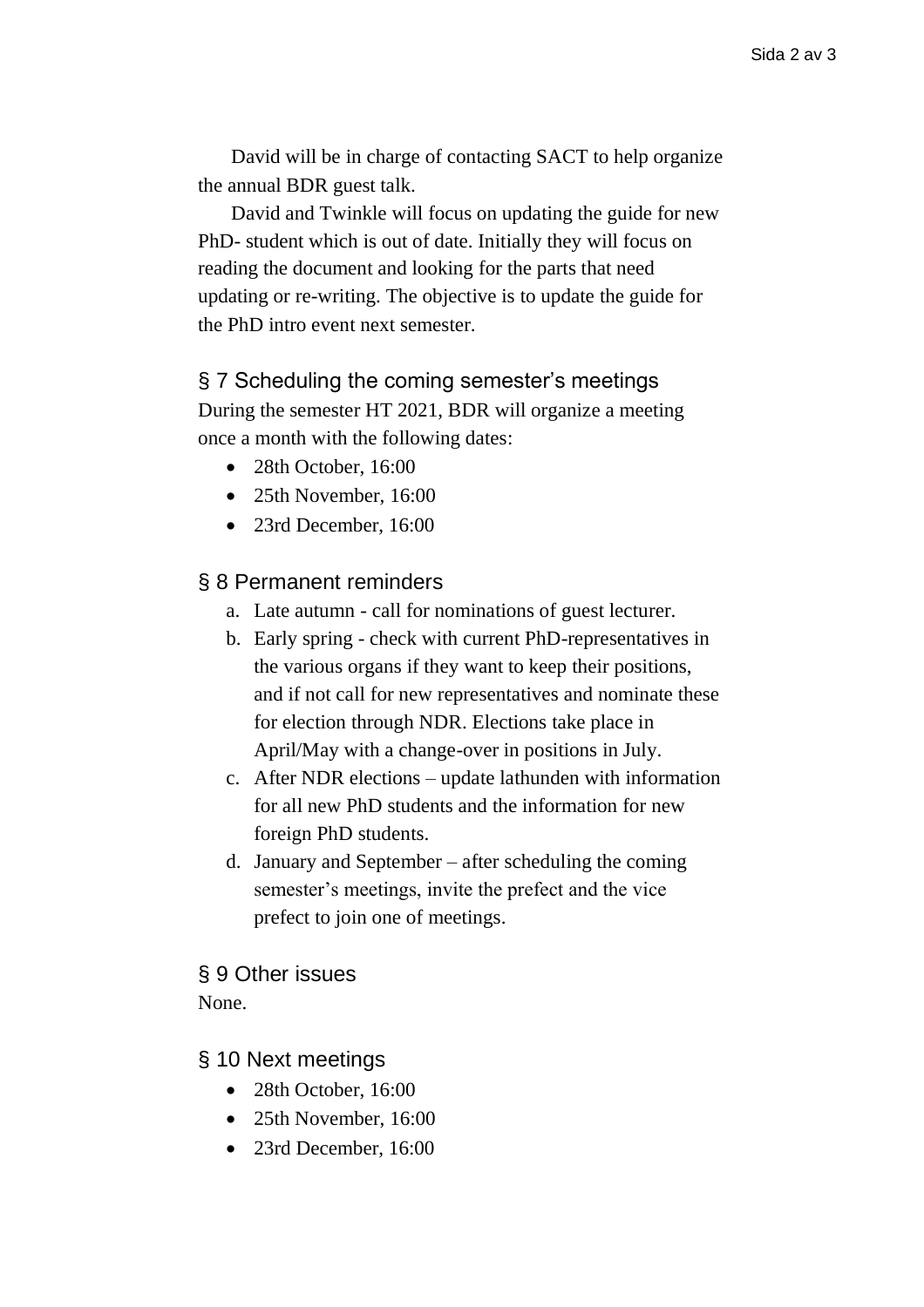David will be in charge of contacting SACT to help organize the annual BDR guest talk.

David and Twinkle will focus on updating the guide for new PhD- student which is out of date. Initially they will focus on reading the document and looking for the parts that need updating or re-writing. The objective is to update the guide for the PhD intro event next semester.

## § 7 Scheduling the coming semester's meetings

During the semester HT 2021, BDR will organize a meeting once a month with the following dates:

- 28th October, 16:00
- 25th November, 16:00
- 23rd December, 16:00

## § 8 Permanent reminders

a. Late autumn - call for nominations of guest lecturer.
b. Early spring - check with current PhD-representatives in the various organs if they want to keep their positions, and if not call for new representatives and nominate these for election through NDR. Elections take place in April/May with a change-over in positions in July.
c. After NDR elections – update lathunden with information for all new PhD students and the information for new foreign PhD students.
d. January and September – after scheduling the coming semester's meetings, invite the prefect and the vice prefect to join one of meetings.

## § 9 Other issues

None.

## § 10 Next meetings

- 28th October, 16:00
- 25th November, 16:00
- 23rd December, 16:00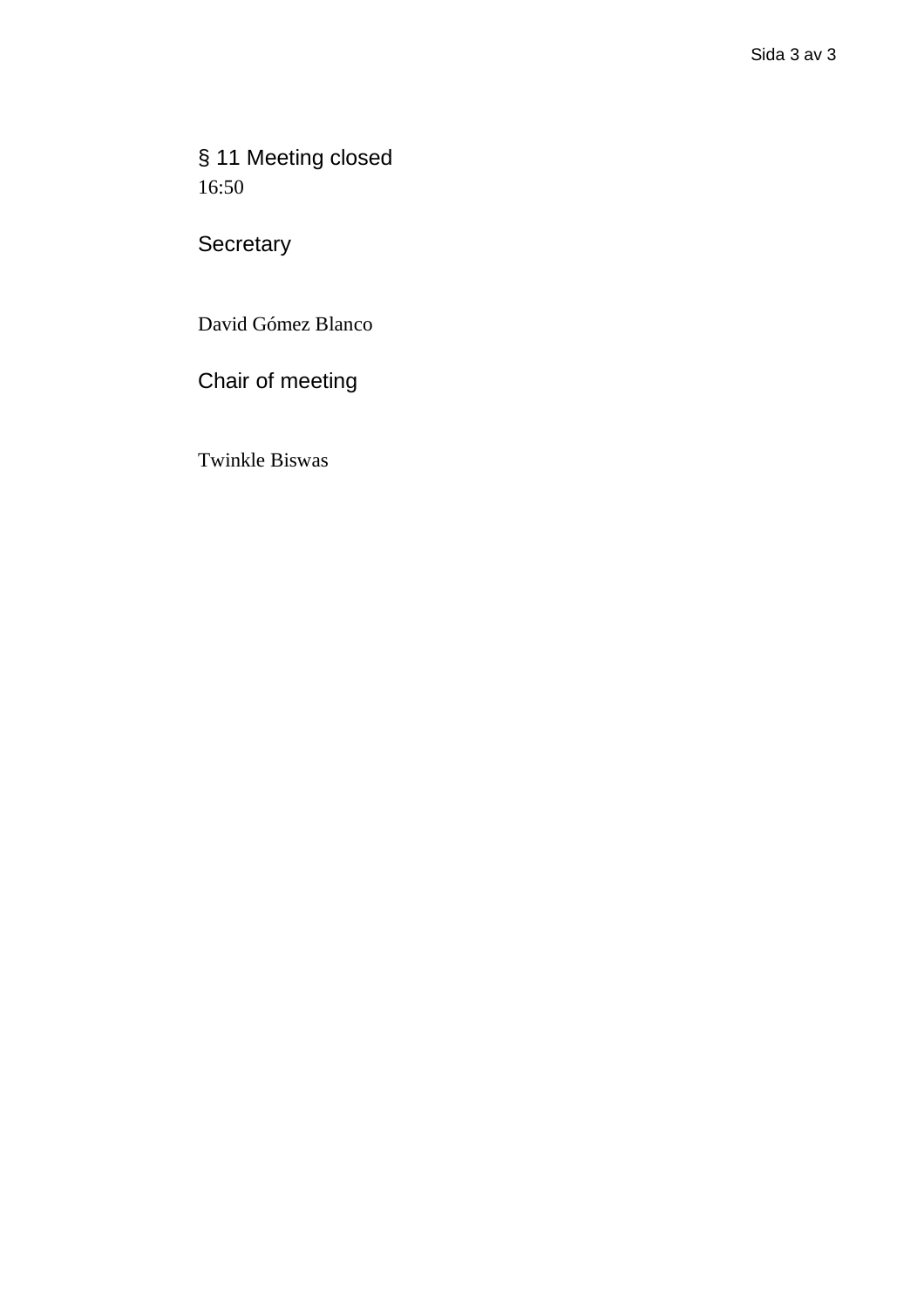## § 11 Meeting closed

16:50

## Secretary

David Gómez Blanco

## Chair of meeting

Twinkle Biswas